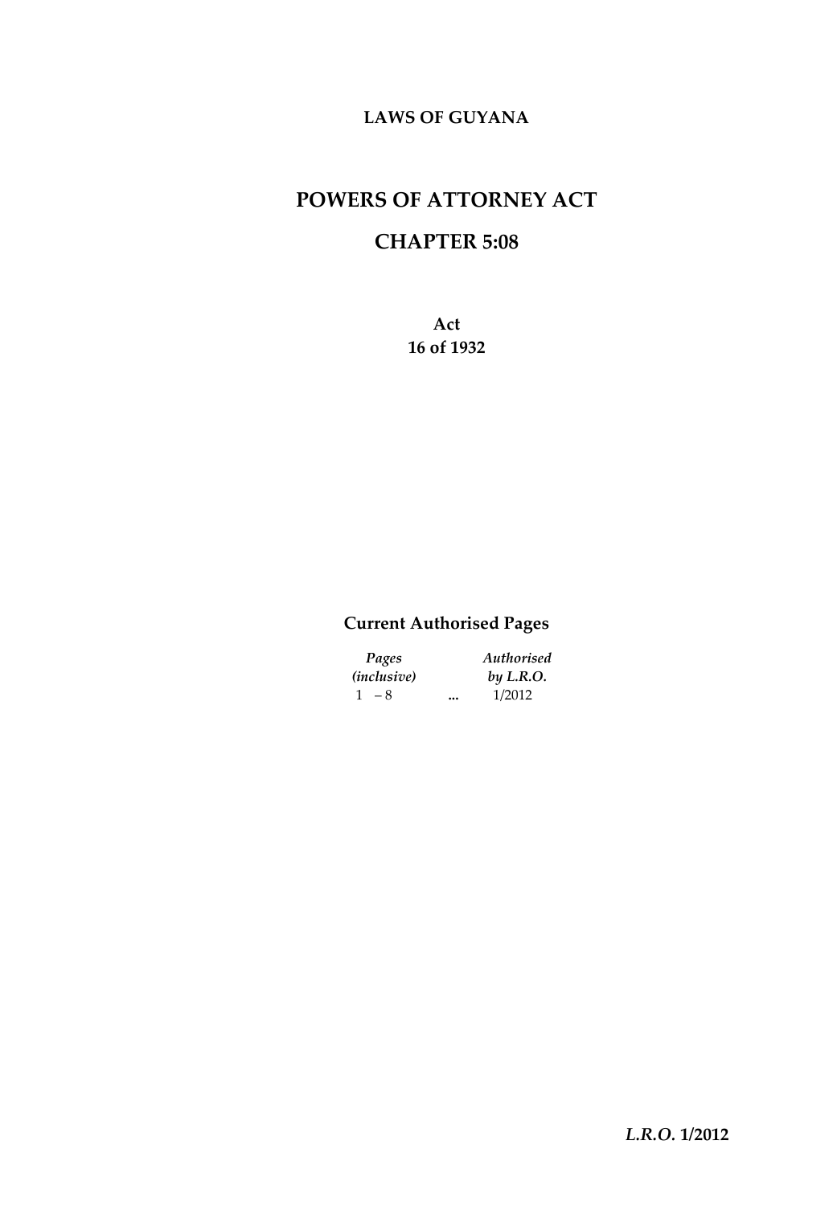**LAWS OF GUYANA**

# POWERS OF ATTORNEY ACT

# CHAPTER 5:08

**Act**
**16 of 1932**

## Current Authorised Pages

| *Pages (inclusive)* | | *Authorised by L.R.O.* |
|---|---|---|
| 1 – 8 | ... | 1/2012 |

***L.R.O.* 1/2012**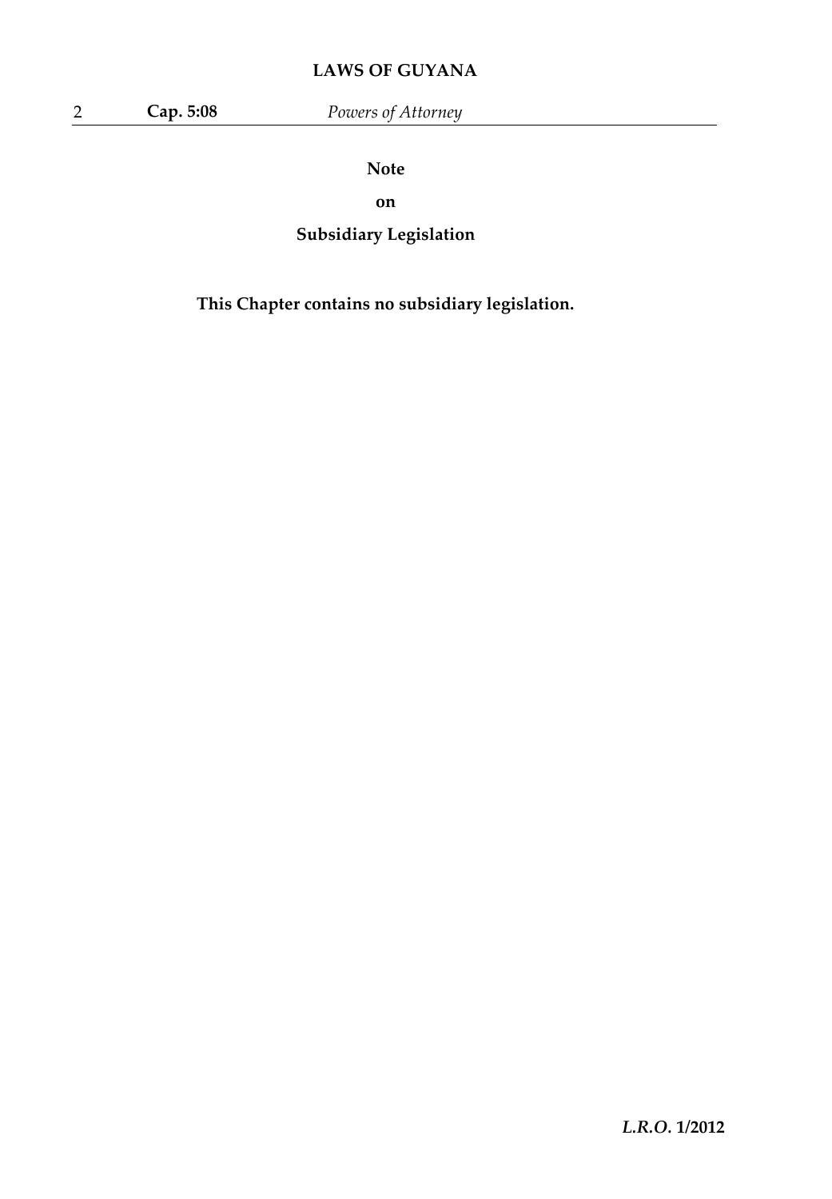## Note

## on

## Subsidiary Legislation

**This Chapter contains no subsidiary legislation.**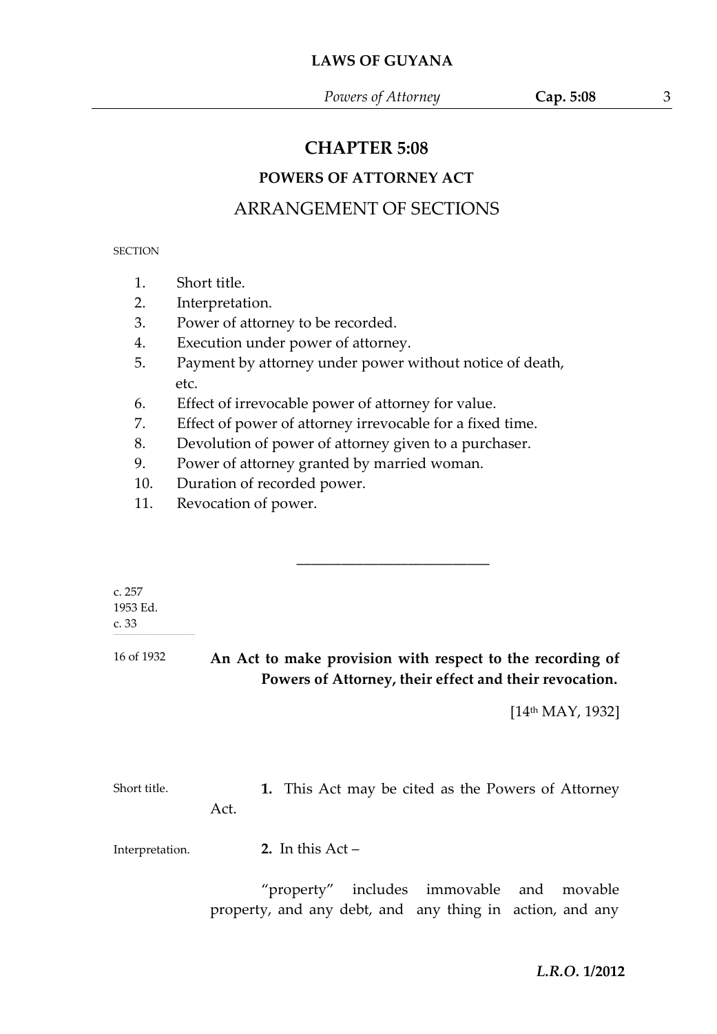# CHAPTER 5:08

## POWERS OF ATTORNEY ACT

## ARRANGEMENT OF SECTIONS

SECTION

1. Short title.
2. Interpretation.
3. Power of attorney to be recorded.
4. Execution under power of attorney.
5. Payment by attorney under power without notice of death, etc.
6. Effect of irrevocable power of attorney for value.
7. Effect of power of attorney irrevocable for a fixed time.
8. Devolution of power of attorney given to a purchaser.
9. Power of attorney granted by married woman.
10. Duration of recorded power.
11. Revocation of power.

---

c. 257
1953 Ed.
c. 33

16 of 1932

**An Act to make provision with respect to the recording of Powers of Attorney, their effect and their revocation.**

[14th MAY, 1932]

Short title.

**1.** This Act may be cited as the Powers of Attorney Act.

Interpretation.

**2.** In this Act –

"property" includes immovable and movable property, and any debt, and any thing in action, and any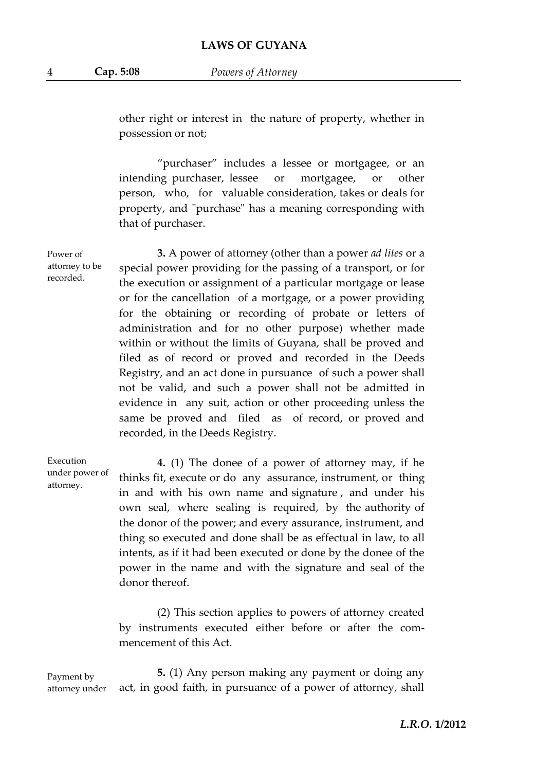other right or interest in the nature of property, whether in possession or not;

"purchaser" includes a lessee or mortgagee, or an intending purchaser, lessee or mortgagee, or other person, who, for valuable consideration, takes or deals for property, and "purchase" has a meaning corresponding with that of purchaser.

Power of attorney to be recorded.

**3.** A power of attorney (other than a power *ad lites* or a special power providing for the passing of a transport, or for the execution or assignment of a particular mortgage or lease or for the cancellation of a mortgage, or a power providing for the obtaining or recording of probate or letters of administration and for no other purpose) whether made within or without the limits of Guyana, shall be proved and filed as of record or proved and recorded in the Deeds Registry, and an act done in pursuance of such a power shall not be valid, and such a power shall not be admitted in evidence in any suit, action or other proceeding unless the same be proved and filed as of record, or proved and recorded, in the Deeds Registry.

Execution under power of attorney.

**4.** (1) The donee of a power of attorney may, if he thinks fit, execute or do any assurance, instrument, or thing in and with his own name and signature, and under his own seal, where sealing is required, by the authority of the donor of the power; and every assurance, instrument, and thing so executed and done shall be as effectual in law, to all intents, as if it had been executed or done by the donee of the power in the name and with the signature and seal of the donor thereof.

(2) This section applies to powers of attorney created by instruments executed either before or after the commencement of this Act.

Payment by attorney under

**5.** (1) Any person making any payment or doing any act, in good faith, in pursuance of a power of attorney, shall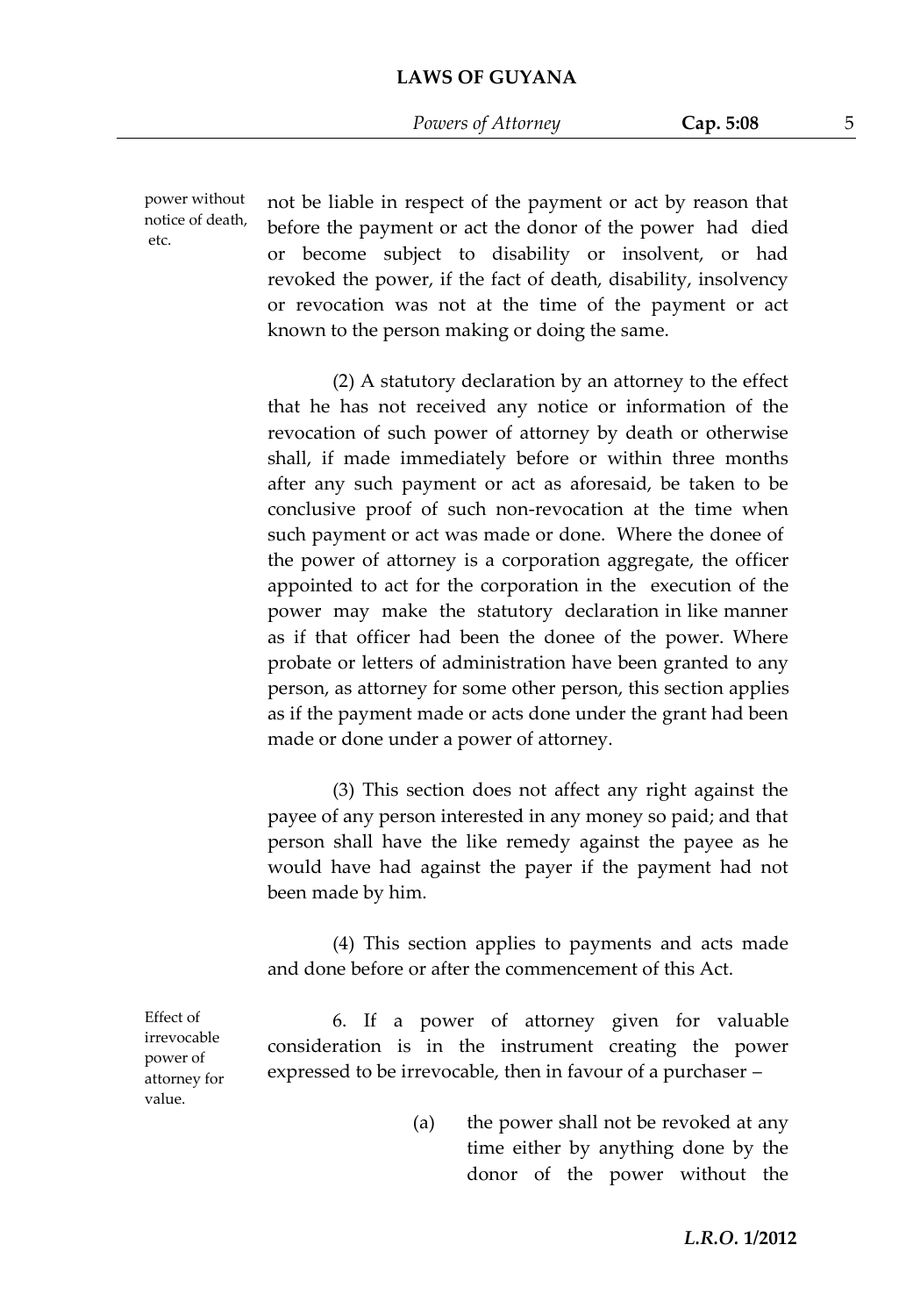power without notice of death, etc.

not be liable in respect of the payment or act by reason that before the payment or act the donor of the power had died or become subject to disability or insolvent, or had revoked the power, if the fact of death, disability, insolvency or revocation was not at the time of the payment or act known to the person making or doing the same.

(2) A statutory declaration by an attorney to the effect that he has not received any notice or information of the revocation of such power of attorney by death or otherwise shall, if made immediately before or within three months after any such payment or act as aforesaid, be taken to be conclusive proof of such non-revocation at the time when such payment or act was made or done. Where the donee of the power of attorney is a corporation aggregate, the officer appointed to act for the corporation in the execution of the power may make the statutory declaration in like manner as if that officer had been the donee of the power. Where probate or letters of administration have been granted to any person, as attorney for some other person, this section applies as if the payment made or acts done under the grant had been made or done under a power of attorney.

(3) This section does not affect any right against the payee of any person interested in any money so paid; and that person shall have the like remedy against the payee as he would have had against the payer if the payment had not been made by him.

(4) This section applies to payments and acts made and done before or after the commencement of this Act.

Effect of irrevocable power of attorney for value.

6. If a power of attorney given for valuable consideration is in the instrument creating the power expressed to be irrevocable, then in favour of a purchaser –

(a) the power shall not be revoked at any time either by anything done by the donor of the power without the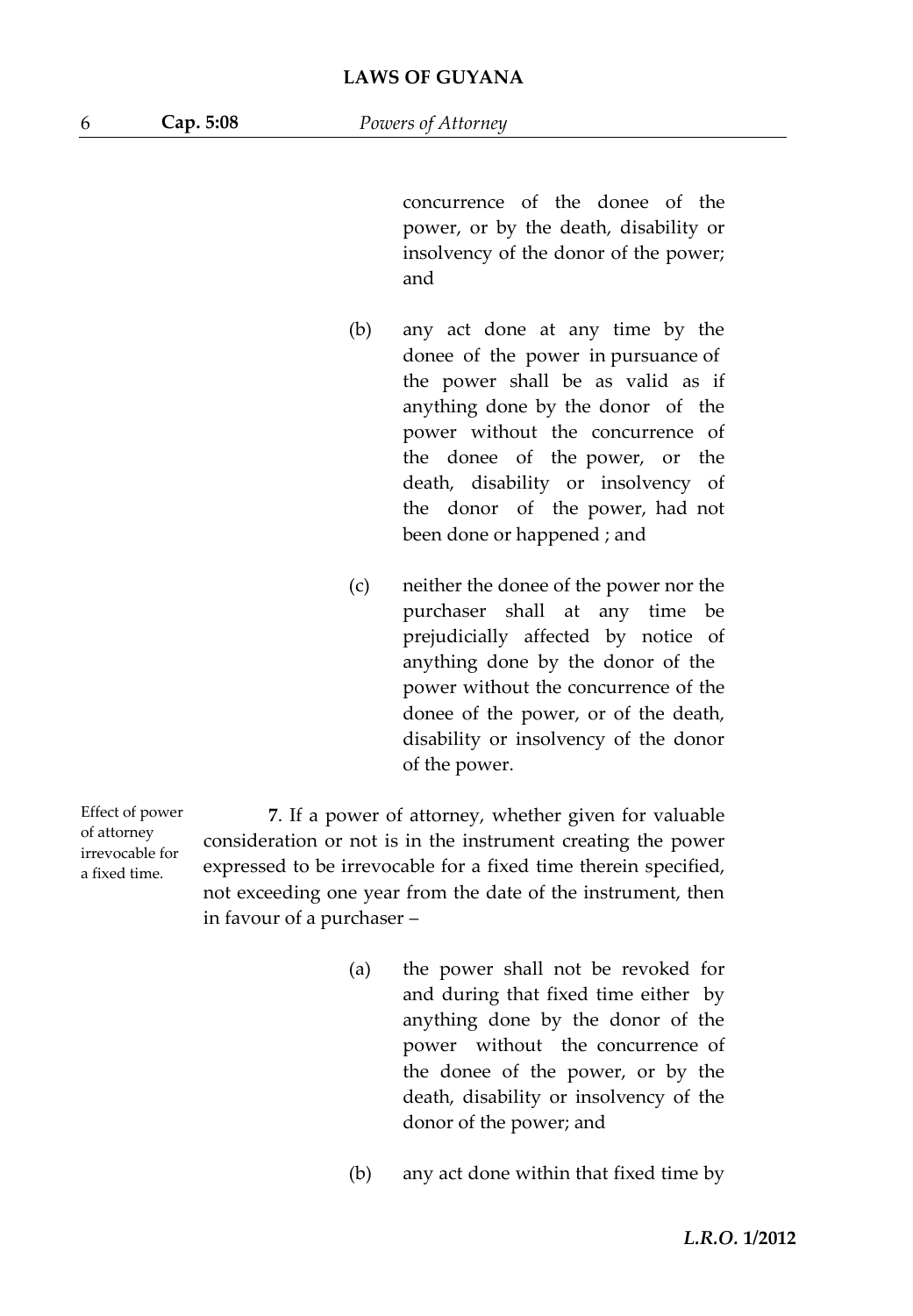concurrence of the donee of the power, or by the death, disability or insolvency of the donor of the power; and

(b) any act done at any time by the donee of the power in pursuance of the power shall be as valid as if anything done by the donor of the power without the concurrence of the donee of the power, or the death, disability or insolvency of the donor of the power, had not been done or happened ; and

(c) neither the donee of the power nor the purchaser shall at any time be prejudicially affected by notice of anything done by the donor of the power without the concurrence of the donee of the power, or of the death, disability or insolvency of the donor of the power.

Effect of power of attorney irrevocable for a fixed time.

**7**. If a power of attorney, whether given for valuable consideration or not is in the instrument creating the power expressed to be irrevocable for a fixed time therein specified, not exceeding one year from the date of the instrument, then in favour of a purchaser –

(a) the power shall not be revoked for and during that fixed time either by anything done by the donor of the power without the concurrence of the donee of the power, or by the death, disability or insolvency of the donor of the power; and

(b) any act done within that fixed time by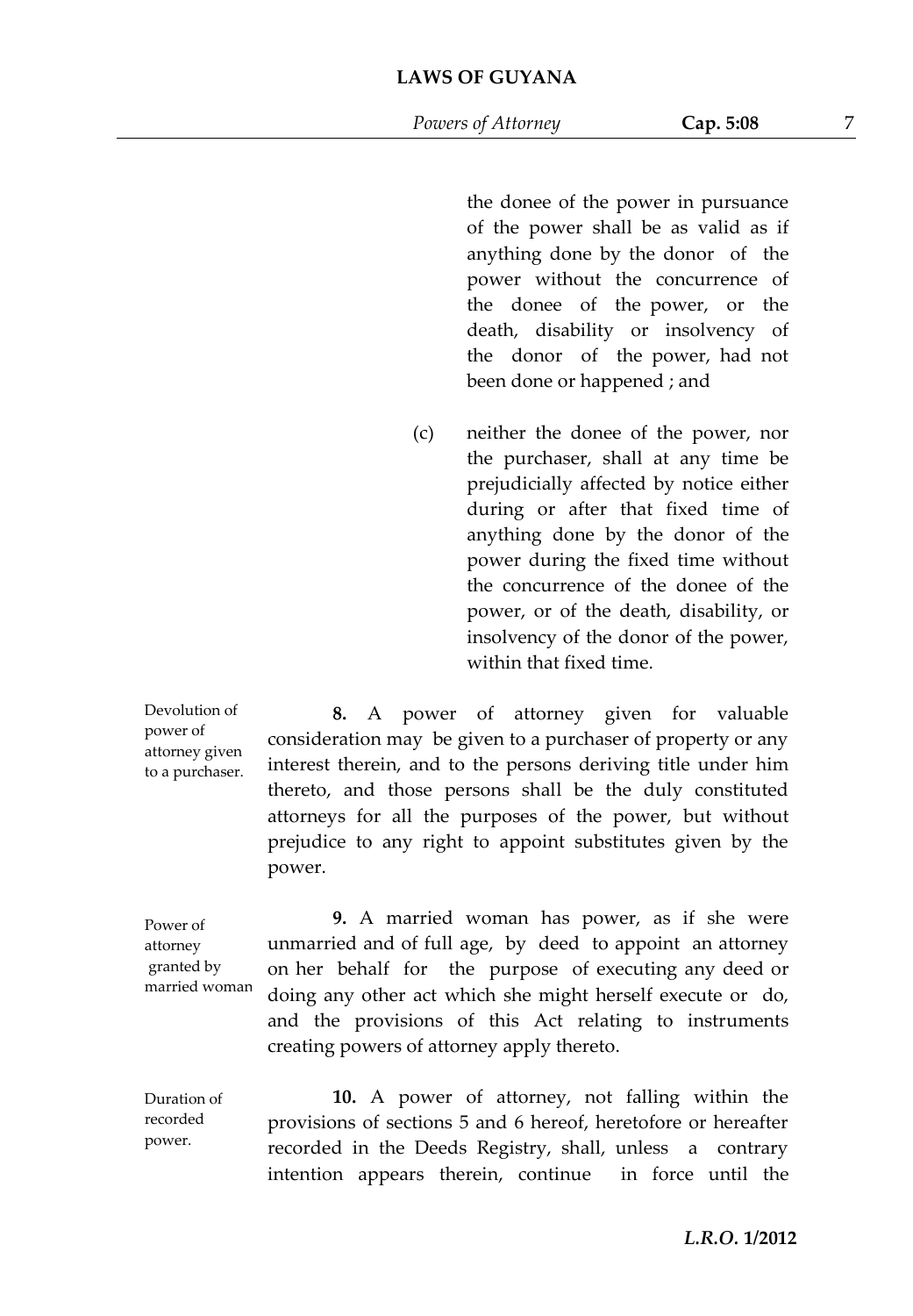the donee of the power in pursuance of the power shall be as valid as if anything done by the donor of the power without the concurrence of the donee of the power, or the death, disability or insolvency of the donor of the power, had not been done or happened ; and

(c) neither the donee of the power, nor the purchaser, shall at any time be prejudicially affected by notice either during or after that fixed time of anything done by the donor of the power during the fixed time without the concurrence of the donee of the power, or of the death, disability, or insolvency of the donor of the power, within that fixed time.

*Devolution of power of attorney given to a purchaser.*

**8.** A power of attorney given for valuable consideration may be given to a purchaser of property or any interest therein, and to the persons deriving title under him thereto, and those persons shall be the duly constituted attorneys for all the purposes of the power, but without prejudice to any right to appoint substitutes given by the power.

*Power of attorney granted by married woman*

**9.** A married woman has power, as if she were unmarried and of full age, by deed to appoint an attorney on her behalf for the purpose of executing any deed or doing any other act which she might herself execute or do, and the provisions of this Act relating to instruments creating powers of attorney apply thereto.

*Duration of recorded power.*

**10.** A power of attorney, not falling within the provisions of sections 5 and 6 hereof, heretofore or hereafter recorded in the Deeds Registry, shall, unless a contrary intention appears therein, continue in force until the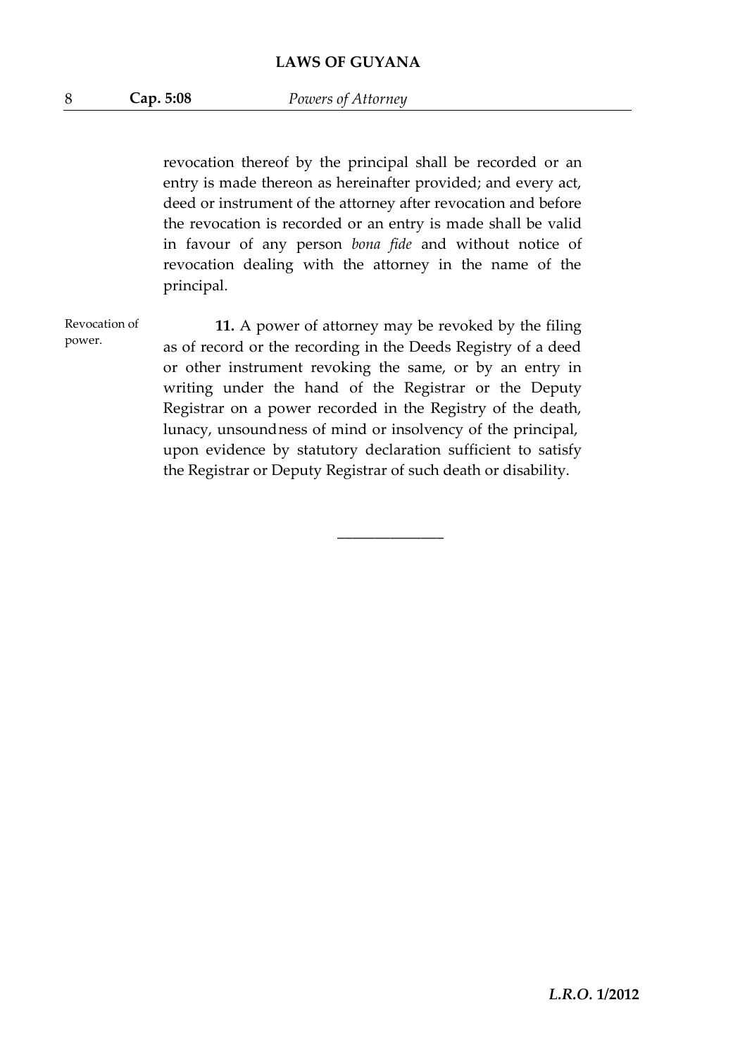revocation thereof by the principal shall be recorded or an entry is made thereon as hereinafter provided; and every act, deed or instrument of the attorney after revocation and before the revocation is recorded or an entry is made shall be valid in favour of any person *bona fide* and without notice of revocation dealing with the attorney in the name of the principal.

Revocation of power.

**11.** A power of attorney may be revoked by the filing as of record or the recording in the Deeds Registry of a deed or other instrument revoking the same, or by an entry in writing under the hand of the Registrar or the Deputy Registrar on a power recorded in the Registry of the death, lunacy, unsoundness of mind or insolvency of the principal, upon evidence by statutory declaration sufficient to satisfy the Registrar or Deputy Registrar of such death or disability.

\_\_\_\_\_\_\_\_\_\_\_\_\_\_